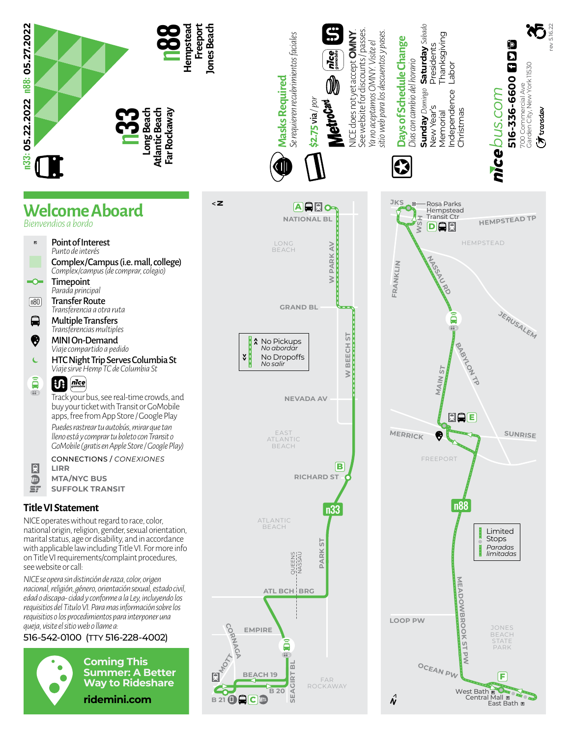n33: **05.22.2022** n88: **05.27.2022**

# n33
**Long Beach**
**Atlantic Beach**
**Far Rockaway**

# n88
**Hempstead**
**Freeport**
**Jones Beach**

**Masks Required**
*Se requieren recubrimientos faciales*

**$2.75 via / *por*** MetroCard

NICE does not yet accept **OMNY**. See website for discounts / passes.
*Ya no aceptamos OMNY. Visite el sitio web para los descuentos y pases.*

**Days of Schedule Change**
*Días con cambio del horario*

**Sunday** *Domingo*
New Year's
Memorial
Independence
Christmas

**Saturday** *Sabado*
Presidents
Thanksgiving
Labor

**nicebus.com**
**516-336-6600**
700 Commercial Ave
Garden City, New York 11530
transdev

rev 5.16.22

## Welcome Aboard
*Bienvendios a bordo*

- **Point of Interest** — *Punto de interés*
- **Complex/Campus (i.e. mall, college)** — *Complex/campus (de comprar, colegio)*
- **Timepoint** — *Parada principal*
- **Transfer Route** — *Transferencia a otra ruta*
- **Multiple Transfers** — *Transferencias multiples*
- **MINI On-Demand** — *Viaje compartido a pedido*
- **HTC Night Trip Serves Columbia St** — *Viaje sirve Hemp TC de Columbia St*

Track your bus, see real-time crowds, and buy your ticket with Transit or GoMobile apps, free from App Store / Google Play

*Puedes rastrear tu autobús, mirar que tan lleno está y comprar tu boleto con Transit o GoMobile (gratis en Apple Store / Google Play)*

CONNECTIONS / *CONEXIONES*
- **LIRR**
- **MTA/NYC BUS**
- **SUFFOLK TRANSIT**

## Title VI Statement

NICE operates without regard to race, color, national origin, religion, gender, sexual orientation, marital status, age or disability, and in accordance with applicable law including Title VI. For more info on Title VI requirements/complaint procedures, see website or call:

*NICE se opera sin distinción de raza, color, origen nacional, religión, género, orientación sexual, estado civil, edad o discapa- cidad y conforme a la Ley, incluyendo los requisitios del Titulo VI. Para mas información sobre los requisitios o los procedimientos para interponer una queja, visite el sitio web o llame a:*

516-542-0100 (TTY 516-228-4002)

**Coming This Summer: A Better Way to Rideshare**
**ridemini.com**

No Pickups — *No abordar*
No Dropoffs — *No salir*

Limited Stops — *Paradas limitadas*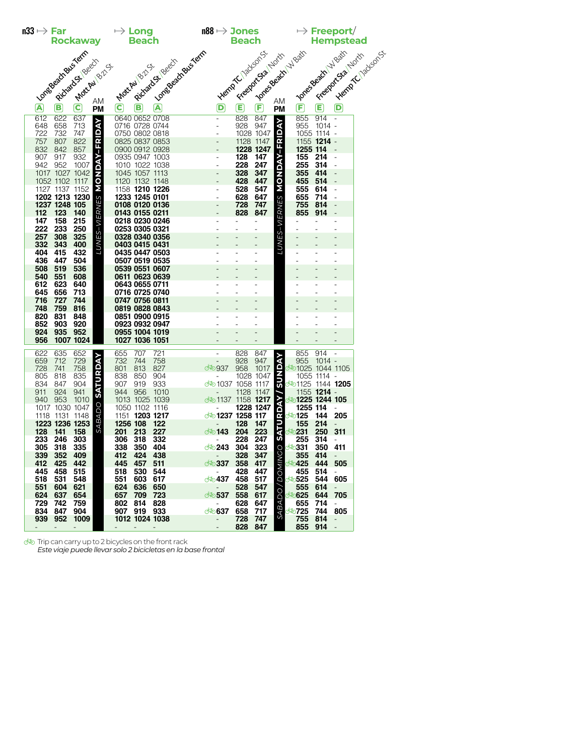## n33 → Far Rockaway / → Long Beach

### MONDAY–FRIDAY / LUNES–VIERNES

| Long Beach Bus Term (A) | Richard St / Beech (B) | Mott Av / B21 St (C) | → Long Beach: Mott Av / B21 St (C) | Richard St / Beech (B) | Long Beach Bus Term (A) |
|---|---|---|---|---|---|
| 612 | 622 | 637 | 0640 | 0652 | 0708 |
| 648 | 658 | 713 | 0716 | 0728 | 0744 |
| 722 | 732 | 747 | 0750 | 0802 | 0818 |
| 757 | 807 | 822 | 0825 | 0837 | 0853 |
| 832 | 842 | 857 | 0900 | 0912 | 0928 |
| 907 | 917 | 932 | 0935 | 0947 | 1003 |
| 942 | 952 | 1007 | 1010 | 1022 | 1038 |
| 1017 | 1027 | 1042 | 1045 | 1057 | 1113 |
| 1052 | 1102 | 1117 | 1120 | 1132 | 1148 |
| 1127 | 1137 | 1152 | 1158 | **1210** | **1226** |
| **1202** | **1213** | **1230** | **1233** | **1245** | **0101** |
| **1237** | **1248** | **105** | **0108** | **0120** | **0136** |
| **112** | **123** | **140** | **0143** | **0155** | **0211** |
| **147** | **158** | **215** | **0218** | **0230** | **0246** |
| **222** | **233** | **250** | **0253** | **0305** | **0321** |
| **257** | **308** | **325** | **0328** | **0340** | **0356** |
| **332** | **343** | **400** | **0403** | **0415** | **0431** |
| **404** | **415** | **432** | **0435** | **0447** | **0503** |
| **436** | **447** | **504** | **0507** | **0519** | **0535** |
| **508** | **519** | **536** | **0539** | **0551** | **0607** |
| **540** | **551** | **608** | **0611** | **0623** | **0639** |
| **612** | **623** | **640** | **0643** | **0655** | **0711** |
| **645** | **656** | **713** | **0716** | **0725** | **0740** |
| **716** | **727** | **744** | **0747** | **0756** | **0811** |
| **748** | **759** | **816** | **0819** | **0828** | **0843** |
| **820** | **831** | **848** | **0851** | **0900** | **0915** |
| **852** | **903** | **920** | **0923** | **0932** | **0947** |
| **924** | **935** | **952** | **0955** | **1004** | **1019** |
| **956** | **1007** | **1024** | **1027** | **1036** | **1051** |

### SATURDAY / SABADO

| Long Beach Bus Term (A) | Richard St / Beech (B) | Mott Av / B21 St (C) | → Long Beach: Mott Av / B21 St (C) | Richard St / Beech (B) | Long Beach Bus Term (A) |
|---|---|---|---|---|---|
| 622 | 635 | 652 | 655 | 707 | 721 |
| 659 | 712 | 729 | 732 | 744 | 758 |
| 728 | 741 | 758 | 801 | 813 | 827 |
| 805 | 818 | 835 | 838 | 850 | 904 |
| 834 | 847 | 904 | 907 | 919 | 933 |
| 911 | 924 | 941 | 944 | 956 | 1010 |
| 940 | 953 | 1010 | 1013 | 1025 | 1039 |
| 1017 | 1030 | 1047 | 1050 | 1102 | 1116 |
| 1118 | 1131 | 1148 | 1151 | **1203** | **1217** |
| **1223** | **1236** | **1253** | **1256** | **108** | **122** |
| **128** | **141** | **158** | **201** | **213** | **227** |
| **233** | **246** | **303** | **306** | **318** | **332** |
| **305** | **318** | **335** | **338** | **350** | **404** |
| **339** | **352** | **409** | **412** | **424** | **438** |
| **412** | **425** | **442** | **445** | **457** | **511** |
| **445** | **458** | **515** | **518** | **530** | **544** |
| **518** | **531** | **548** | **551** | **603** | **617** |
| **551** | **604** | **621** | **624** | **636** | **650** |
| **624** | **637** | **654** | **657** | **709** | **723** |
| **729** | **742** | **759** | **802** | **814** | **828** |
| **834** | **847** | **904** | **907** | **919** | **933** |
| **939** | **952** | **1009** | **1012** | **1024** | **1038** |
| - | - | - | - | - | - |

## n88 → Jones Beach / → Freeport/Hempstead

### MONDAY–FRIDAY / LUNES–VIERNES

| Hemp TC / Jackson St (D) | Freeport Sta / North (E) | Jones Beach / W Bath (F) | → Freeport/Hempstead: Jones Beach / W Bath (F) | Freeport Sta / North (E) | Hemp TC / Jackson St (D) |
|---|---|---|---|---|---|
| - | 828 | 847 | 855 | 914 | - |
| - | 928 | 947 | 955 | 1014 | - |
| - | 1028 | 1047 | 1055 | 1114 | - |
| - | 1128 | 1147 | 1155 | **1214** | - |
| - | **1228** | **1247** | **1255** | **114** | - |
| - | **128** | **147** | **155** | **214** | - |
| - | **228** | **247** | **255** | **314** | - |
| - | **328** | **347** | **355** | **414** | - |
| - | **428** | **447** | **455** | **514** | - |
| - | **528** | **547** | **555** | **614** | - |
| - | **628** | **647** | **655** | **714** | - |
| - | **728** | **747** | **755** | **814** | - |
| - | **828** | **847** | **855** | **914** | - |
| - | - | - | - | - | - |

### SATURDAY / SUNDAY — SABADO / DOMINGO

| Hemp TC / Jackson St (D) | Freeport Sta / North (E) | Jones Beach / W Bath (F) | → Freeport/Hempstead: Jones Beach / W Bath (F) | Freeport Sta / North (E) | Hemp TC / Jackson St (D) |
|---|---|---|---|---|---|
| - | 828 | 847 | 855 | 914 | - |
| - | 928 | 947 | 955 | 1014 | - |
| 🚲 937 | 958 | 1017 | 🚲 1025 | 1044 | 1105 |
| - | 1028 | 1047 | 1055 | 1114 | - |
| 🚲 1037 | 1058 | 1117 | 🚲 1125 | 1144 | **1205** |
| - | 1128 | 1147 | 1155 | **1214** | - |
| 🚲 1137 | 1158 | **1217** | 🚲 **1225** | **1244** | **105** |
| - | **1228** | **1247** | **1255** | **114** | - |
| 🚲 **1237** | **1258** | **117** | 🚲 **125** | **144** | **205** |
| - | **128** | **147** | **155** | **214** | - |
| 🚲 **143** | **204** | **223** | 🚲 **231** | **250** | **311** |
| - | **228** | **247** | **255** | **314** | - |
| 🚲 **243** | **304** | **323** | 🚲 **331** | **350** | **411** |
| - | **328** | **347** | **355** | **414** | - |
| 🚲 **337** | **358** | **417** | 🚲 **425** | **444** | **505** |
| - | **428** | **447** | **455** | **514** | - |
| 🚲 **437** | **458** | **517** | 🚲 **525** | **544** | **605** |
| - | **528** | **547** | **555** | **614** | - |
| 🚲 **537** | **558** | **617** | 🚲 **625** | **644** | **705** |
| - | **628** | **647** | **655** | **714** | - |
| 🚲 **637** | **658** | **717** | 🚲 **725** | **744** | **805** |
| - | **728** | **747** | **755** | **814** | - |
| - | **828** | **847** | **855** | **914** | - |

AM times in regular type; **PM times in bold**.

🚲 Trip can carry up to 2 bicycles on the front rack
*Este viaje puede llevar solo 2 bicicletas en la base frontal*